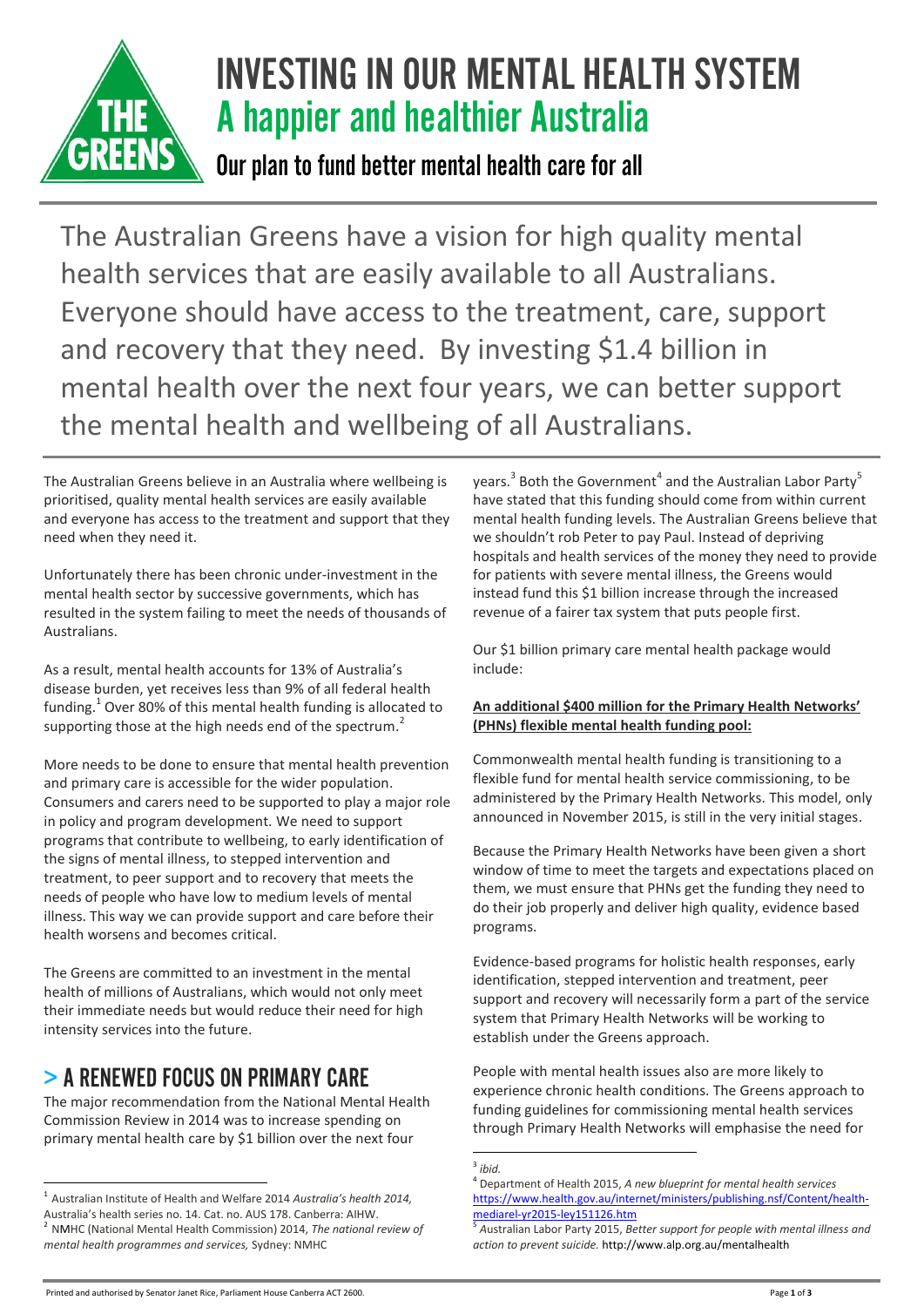# INVESTING IN OUR MENTAL HEALTH SYSTEM

## A happier and healthier Australia

### Our plan to fund better mental health care for all

The Australian Greens have a vision for high quality mental health services that are easily available to all Australians. Everyone should have access to the treatment, care, support and recovery that they need. By investing $1.4 billion in mental health over the next four years, we can better support the mental health and wellbeing of all Australians.

The Australian Greens believe in an Australia where wellbeing is prioritised, quality mental health services are easily available and everyone has access to the treatment and support that they need when they need it.

Unfortunately there has been chronic under-investment in the mental health sector by successive governments, which has resulted in the system failing to meet the needs of thousands of Australians.

As a result, mental health accounts for 13% of Australia's disease burden, yet receives less than 9% of all federal health funding.[1] Over 80% of this mental health funding is allocated to supporting those at the high needs end of the spectrum.[2]

More needs to be done to ensure that mental health prevention and primary care is accessible for the wider population. Consumers and carers need to be supported to play a major role in policy and program development. We need to support programs that contribute to wellbeing, to early identification of the signs of mental illness, to stepped intervention and treatment, to peer support and to recovery that meets the needs of people who have low to medium levels of mental illness. This way we can provide support and care before their health worsens and becomes critical.

The Greens are committed to an investment in the mental health of millions of Australians, which would not only meet their immediate needs but would reduce their need for high intensity services into the future.

## > A RENEWED FOCUS ON PRIMARY CARE

The major recommendation from the National Mental Health Commission Review in 2014 was to increase spending on primary mental health care by $1 billion over the next four years.[3] Both the Government[4] and the Australian Labor Party[5] have stated that this funding should come from within current mental health funding levels. The Australian Greens believe that we shouldn't rob Peter to pay Paul. Instead of depriving hospitals and health services of the money they need to provide for patients with severe mental illness, the Greens would instead fund this $1 billion increase through the increased revenue of a fairer tax system that puts people first.

Our $1 billion primary care mental health package would include:

**An additional $400 million for the Primary Health Networks' (PHNs) flexible mental health funding pool:**

Commonwealth mental health funding is transitioning to a flexible fund for mental health service commissioning, to be administered by the Primary Health Networks. This model, only announced in November 2015, is still in the very initial stages.

Because the Primary Health Networks have been given a short window of time to meet the targets and expectations placed on them, we must ensure that PHNs get the funding they need to do their job properly and deliver high quality, evidence based programs.

Evidence-based programs for holistic health responses, early identification, stepped intervention and treatment, peer support and recovery will necessarily form a part of the service system that Primary Health Networks will be working to establish under the Greens approach.

People with mental health issues also are more likely to experience chronic health conditions. The Greens approach to funding guidelines for commissioning mental health services through Primary Health Networks will emphasise the need for

---

[1] Australian Institute of Health and Welfare 2014 *Australia's health 2014,* Australia's health series no. 14. Cat. no. AUS 178. Canberra: AIHW.

[2] NMHC (National Mental Health Commission) 2014, *The national review of mental health programmes and services,* Sydney: NMHC

[3] *ibid.*

[4] Department of Health 2015, *A new blueprint for mental health services* https://www.health.gov.au/internet/ministers/publishing.nsf/Content/health-mediarel-yr2015-ley151126.htm

[5] Australian Labor Party 2015, *Better support for people with mental illness and action to prevent suicide.* http://www.alp.org.au/mentalhealth

Printed and authorised by Senator Janet Rice, Parliament House Canberra ACT 2600.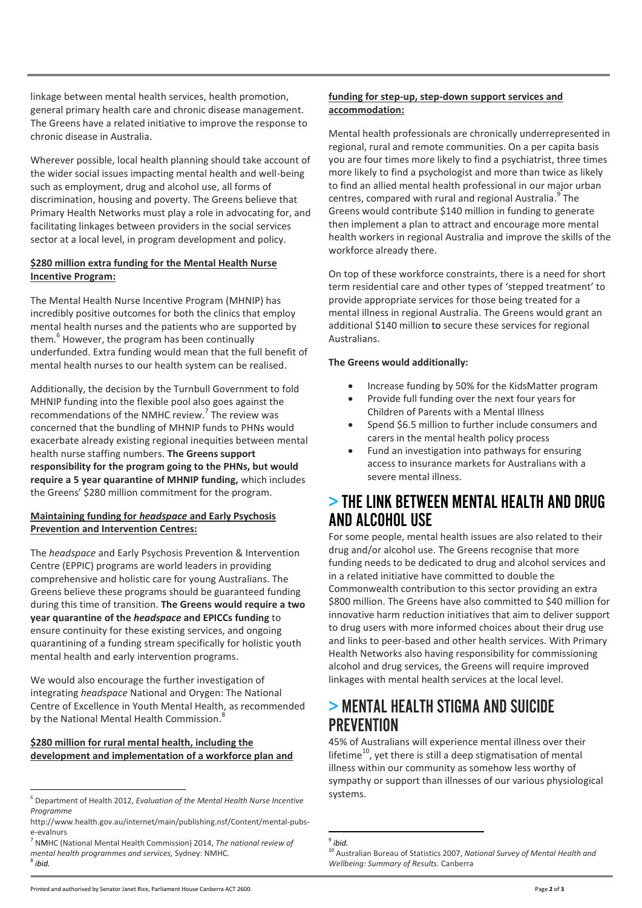linkage between mental health services, health promotion, general primary health care and chronic disease management. The Greens have a related initiative to improve the response to chronic disease in Australia.

Wherever possible, local health planning should take account of the wider social issues impacting mental health and well-being such as employment, drug and alcohol use, all forms of discrimination, housing and poverty. The Greens believe that Primary Health Networks must play a role in advocating for, and facilitating linkages between providers in the social services sector at a local level, in program development and policy.

**$280 million extra funding for the Mental Health Nurse Incentive Program:**

The Mental Health Nurse Incentive Program (MHNIP) has incredibly positive outcomes for both the clinics that employ mental health nurses and the patients who are supported by them.[6] However, the program has been continually underfunded. Extra funding would mean that the full benefit of mental health nurses to our health system can be realised.

Additionally, the decision by the Turnbull Government to fold MHNIP funding into the flexible pool also goes against the recommendations of the NMHC review.[7] The review was concerned that the bundling of MHNIP funds to PHNs would exacerbate already existing regional inequities between mental health nurse staffing numbers. **The Greens support responsibility for the program going to the PHNs, but would require a 5 year quarantine of MHNIP funding,** which includes the Greens' $280 million commitment for the program.

**Maintaining funding for *headspace* and Early Psychosis Prevention and Intervention Centres:**

The *headspace* and Early Psychosis Prevention & Intervention Centre (EPPIC) programs are world leaders in providing comprehensive and holistic care for young Australians. The Greens believe these programs should be guaranteed funding during this time of transition. **The Greens would require a two year quarantine of the *headspace* and EPICCs funding** to ensure continuity for these existing services, and ongoing quarantining of a funding stream specifically for holistic youth mental health and early intervention programs.

We would also encourage the further investigation of integrating *headspace* National and Orygen: The National Centre of Excellence in Youth Mental Health, as recommended by the National Mental Health Commission.[8]

**$280 million for rural mental health, including the development and implementation of a workforce plan and funding for step-up, step-down support services and accommodation:**

Mental health professionals are chronically underrepresented in regional, rural and remote communities. On a per capita basis you are four times more likely to find a psychiatrist, three times more likely to find a psychologist and more than twice as likely to find an allied mental health professional in our major urban centres, compared with rural and regional Australia.[9] The Greens would contribute $140 million in funding to generate then implement a plan to attract and encourage more mental health workers in regional Australia and improve the skills of the workforce already there.

On top of these workforce constraints, there is a need for short term residential care and other types of 'stepped treatment' to provide appropriate services for those being treated for a mental illness in regional Australia. The Greens would grant an additional $140 million to secure these services for regional Australians.

**The Greens would additionally:**

- Increase funding by 50% for the KidsMatter program
- Provide full funding over the next four years for Children of Parents with a Mental Illness
- Spend $6.5 million to further include consumers and carers in the mental health policy process
- Fund an investigation into pathways for ensuring access to insurance markets for Australians with a severe mental illness.

## > THE LINK BETWEEN MENTAL HEALTH AND DRUG AND ALCOHOL USE

For some people, mental health issues are also related to their drug and/or alcohol use. The Greens recognise that more funding needs to be dedicated to drug and alcohol services and in a related initiative have committed to double the Commonwealth contribution to this sector providing an extra $800 million. The Greens have also committed to $40 million for innovative harm reduction initiatives that aim to deliver support to drug users with more informed choices about their drug use and links to peer-based and other health services. With Primary Health Networks also having responsibility for commissioning alcohol and drug services, the Greens will require improved linkages with mental health services at the local level.

## > MENTAL HEALTH STIGMA AND SUICIDE PREVENTION

45% of Australians will experience mental illness over their lifetime[10], yet there is still a deep stigmatisation of mental illness within our community as somehow less worthy of sympathy or support than illnesses of our various physiological systems.

---

[6] Department of Health 2012, *Evaluation of the Mental Health Nurse Incentive Programme* http://www.health.gov.au/internet/main/publishing.nsf/Content/mental-pubs-e-evalnurs

[7] NMHC (National Mental Health Commission) 2014, *The national review of mental health programmes and services,* Sydney: NMHC.

[8] *ibid.*

[9] *ibid.*

[10] Australian Bureau of Statistics 2007, *National Survey of Mental Health and Wellbeing: Summary of Results.* Canberra

Printed and authorised by Senator Janet Rice, Parliament House Canberra ACT 2600.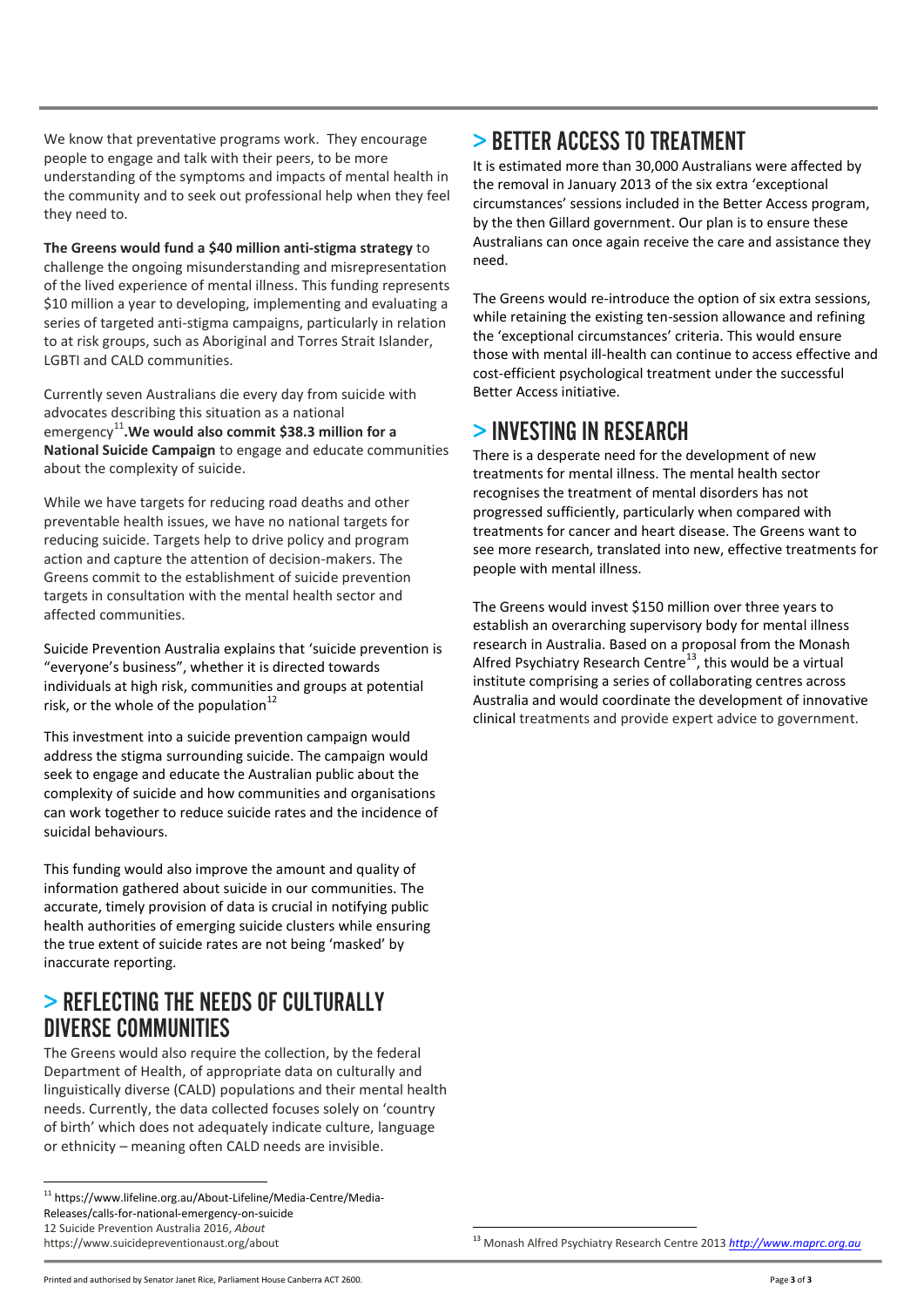We know that preventative programs work. They encourage people to engage and talk with their peers, to be more understanding of the symptoms and impacts of mental health in the community and to seek out professional help when they feel they need to.

**The Greens would fund a $40 million anti-stigma strategy** to challenge the ongoing misunderstanding and misrepresentation of the lived experience of mental illness. This funding represents $10 million a year to developing, implementing and evaluating a series of targeted anti-stigma campaigns, particularly in relation to at risk groups, such as Aboriginal and Torres Strait Islander, LGBTI and CALD communities.

Currently seven Australians die every day from suicide with advocates describing this situation as a national emergency[11]**.We would also commit $38.3 million for a National Suicide Campaign** to engage and educate communities about the complexity of suicide.

While we have targets for reducing road deaths and other preventable health issues, we have no national targets for reducing suicide. Targets help to drive policy and program action and capture the attention of decision-makers. The Greens commit to the establishment of suicide prevention targets in consultation with the mental health sector and affected communities.

Suicide Prevention Australia explains that 'suicide prevention is "everyone's business", whether it is directed towards individuals at high risk, communities and groups at potential risk, or the whole of the population[12]

This investment into a suicide prevention campaign would address the stigma surrounding suicide. The campaign would seek to engage and educate the Australian public about the complexity of suicide and how communities and organisations can work together to reduce suicide rates and the incidence of suicidal behaviours.

This funding would also improve the amount and quality of information gathered about suicide in our communities. The accurate, timely provision of data is crucial in notifying public health authorities of emerging suicide clusters while ensuring the true extent of suicide rates are not being 'masked' by inaccurate reporting.

## > REFLECTING THE NEEDS OF CULTURALLY DIVERSE COMMUNITIES

The Greens would also require the collection, by the federal Department of Health, of appropriate data on culturally and linguistically diverse (CALD) populations and their mental health needs. Currently, the data collected focuses solely on 'country of birth' which does not adequately indicate culture, language or ethnicity – meaning often CALD needs are invisible.

## > BETTER ACCESS TO TREATMENT

It is estimated more than 30,000 Australians were affected by the removal in January 2013 of the six extra 'exceptional circumstances' sessions included in the Better Access program, by the then Gillard government. Our plan is to ensure these Australians can once again receive the care and assistance they need.

The Greens would re-introduce the option of six extra sessions, while retaining the existing ten-session allowance and refining the 'exceptional circumstances' criteria. This would ensure those with mental ill-health can continue to access effective and cost-efficient psychological treatment under the successful Better Access initiative.

## > INVESTING IN RESEARCH

There is a desperate need for the development of new treatments for mental illness. The mental health sector recognises the treatment of mental disorders has not progressed sufficiently, particularly when compared with treatments for cancer and heart disease. The Greens want to see more research, translated into new, effective treatments for people with mental illness.

The Greens would invest $150 million over three years to establish an overarching supervisory body for mental illness research in Australia. Based on a proposal from the Monash Alfred Psychiatry Research Centre[13], this would be a virtual institute comprising a series of collaborating centres across Australia and would coordinate the development of innovative clinical treatments and provide expert advice to government.

---

[11] https://www.lifeline.org.au/About-Lifeline/Media-Centre/Media-Releases/calls-for-national-emergency-on-suicide

12 Suicide Prevention Australia 2016, *About* https://www.suicidepreventionaust.org/about

[13] Monash Alfred Psychiatry Research Centre 2013 *http://www.maprc.org.au*

Printed and authorised by Senator Janet Rice, Parliament House Canberra ACT 2600.